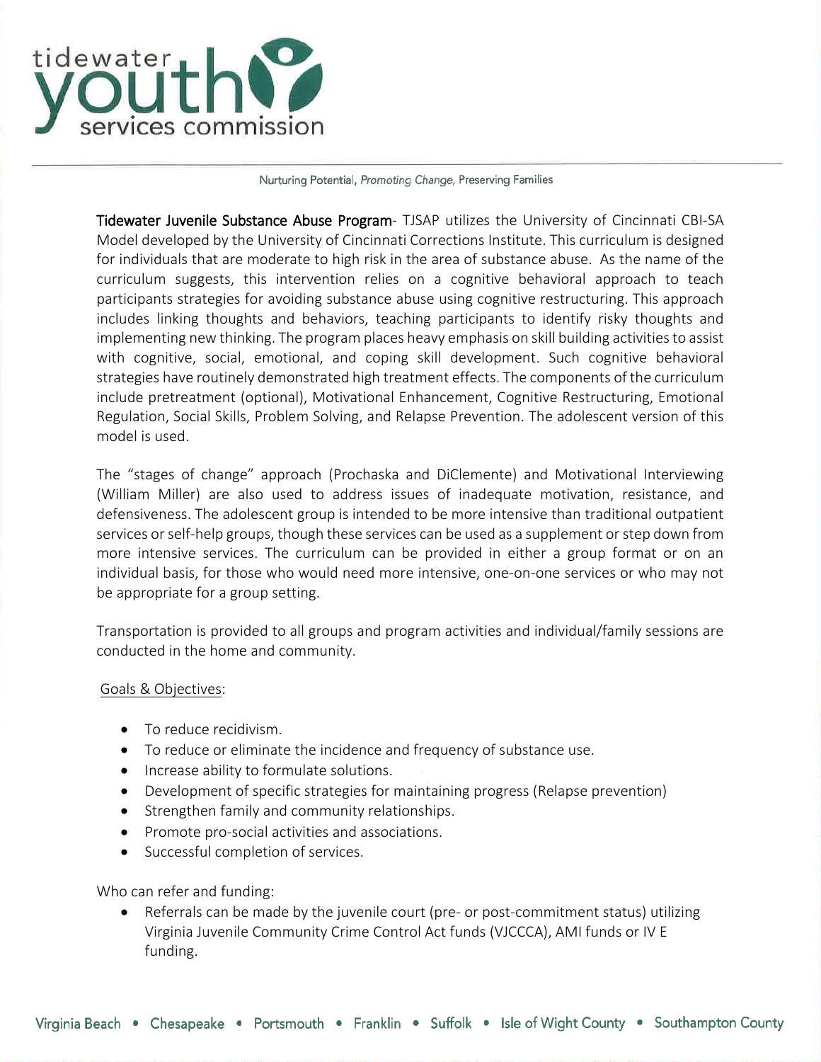tidewater youth services commission

Nurturing Potential, *Promoting Change,* Preserving Families

**Tidewater Juvenile Substance Abuse Program**- TJSAP utilizes the University of Cincinnati CBI-SA Model developed by the University of Cincinnati Corrections Institute. This curriculum is designed for individuals that are moderate to high risk in the area of substance abuse. As the name of the curriculum suggests, this intervention relies on a cognitive behavioral approach to teach participants strategies for avoiding substance abuse using cognitive restructuring. This approach includes linking thoughts and behaviors, teaching participants to identify risky thoughts and implementing new thinking. The program places heavy emphasis on skill building activities to assist with cognitive, social, emotional, and coping skill development. Such cognitive behavioral strategies have routinely demonstrated high treatment effects. The components of the curriculum include pretreatment (optional), Motivational Enhancement, Cognitive Restructuring, Emotional Regulation, Social Skills, Problem Solving, and Relapse Prevention. The adolescent version of this model is used.

The "stages of change" approach (Prochaska and DiClemente) and Motivational Interviewing (William Miller) are also used to address issues of inadequate motivation, resistance, and defensiveness. The adolescent group is intended to be more intensive than traditional outpatient services or self-help groups, though these services can be used as a supplement or step down from more intensive services. The curriculum can be provided in either a group format or on an individual basis, for those who would need more intensive, one-on-one services or who may not be appropriate for a group setting.

Transportation is provided to all groups and program activities and individual/family sessions are conducted in the home and community.

Goals & Objectives:

- To reduce recidivism.
- To reduce or eliminate the incidence and frequency of substance use.
- Increase ability to formulate solutions.
- Development of specific strategies for maintaining progress (Relapse prevention)
- Strengthen family and community relationships.
- Promote pro-social activities and associations.
- Successful completion of services.

Who can refer and funding:

- Referrals can be made by the juvenile court (pre- or post-commitment status) utilizing Virginia Juvenile Community Crime Control Act funds (VJCCCA), AMI funds or IV E funding.

Virginia Beach • Chesapeake • Portsmouth • Franklin • Suffolk • Isle of Wight County • Southampton County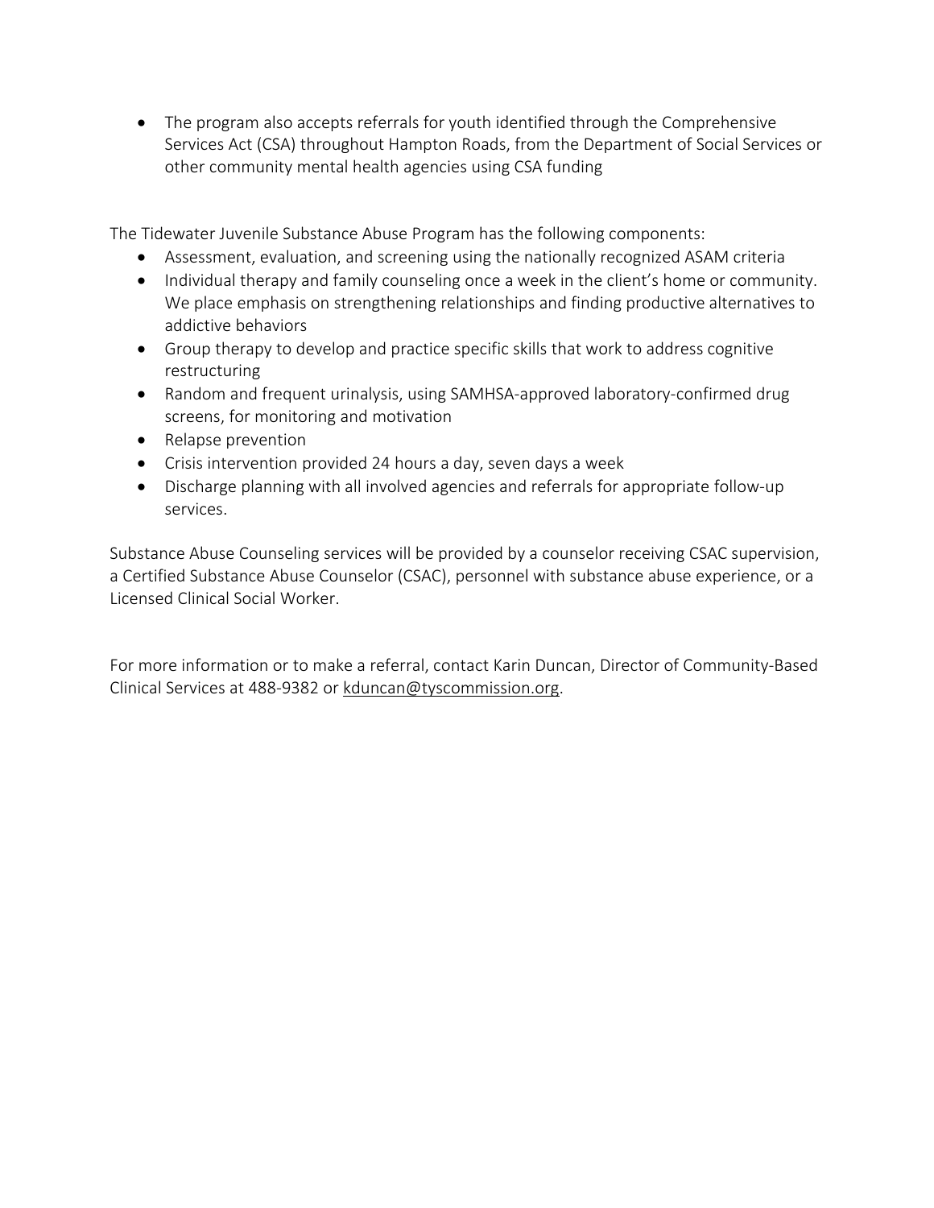- The program also accepts referrals for youth identified through the Comprehensive Services Act (CSA) throughout Hampton Roads, from the Department of Social Services or other community mental health agencies using CSA funding

The Tidewater Juvenile Substance Abuse Program has the following components:

- Assessment, evaluation, and screening using the nationally recognized ASAM criteria
- Individual therapy and family counseling once a week in the client's home or community. We place emphasis on strengthening relationships and finding productive alternatives to addictive behaviors
- Group therapy to develop and practice specific skills that work to address cognitive restructuring
- Random and frequent urinalysis, using SAMHSA-approved laboratory-confirmed drug screens, for monitoring and motivation
- Relapse prevention
- Crisis intervention provided 24 hours a day, seven days a week
- Discharge planning with all involved agencies and referrals for appropriate follow-up services.

Substance Abuse Counseling services will be provided by a counselor receiving CSAC supervision, a Certified Substance Abuse Counselor (CSAC), personnel with substance abuse experience, or a Licensed Clinical Social Worker.

For more information or to make a referral, contact Karin Duncan, Director of Community-Based Clinical Services at 488-9382 or kduncan@tyscommission.org.